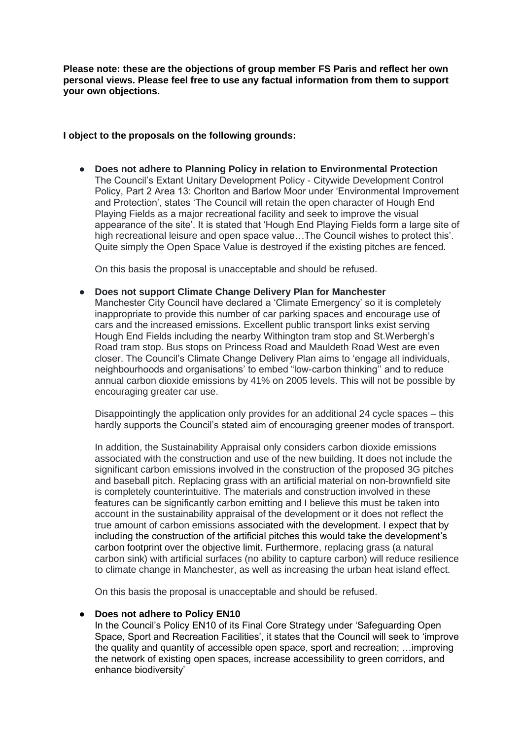**Please note: these are the objections of group member FS Paris and reflect her own personal views. Please feel free to use any factual information from them to support your own objections.**

**I object to the proposals on the following grounds:**

- **Does not adhere to Planning Policy in relation to Environmental Protection**
  The Council's Extant Unitary Development Policy - Citywide Development Control Policy, Part 2 Area 13: Chorlton and Barlow Moor under 'Environmental Improvement and Protection', states 'The Council will retain the open character of Hough End Playing Fields as a major recreational facility and seek to improve the visual appearance of the site'. It is stated that 'Hough End Playing Fields form a large site of high recreational leisure and open space value…The Council wishes to protect this'. Quite simply the Open Space Value is destroyed if the existing pitches are fenced.

  On this basis the proposal is unacceptable and should be refused.

- **Does not support Climate Change Delivery Plan for Manchester**
  Manchester City Council have declared a 'Climate Emergency' so it is completely inappropriate to provide this number of car parking spaces and encourage use of cars and the increased emissions. Excellent public transport links exist serving Hough End Fields including the nearby Withington tram stop and St.Werbergh's Road tram stop. Bus stops on Princess Road and Mauldeth Road West are even closer. The Council's Climate Change Delivery Plan aims to 'engage all individuals, neighbourhoods and organisations' to embed "low-carbon thinking'' and to reduce annual carbon dioxide emissions by 41% on 2005 levels. This will not be possible by encouraging greater car use.

  Disappointingly the application only provides for an additional 24 cycle spaces – this hardly supports the Council's stated aim of encouraging greener modes of transport.

  In addition, the Sustainability Appraisal only considers carbon dioxide emissions associated with the construction and use of the new building. It does not include the significant carbon emissions involved in the construction of the proposed 3G pitches and baseball pitch. Replacing grass with an artificial material on non-brownfield site is completely counterintuitive. The materials and construction involved in these features can be significantly carbon emitting and I believe this must be taken into account in the sustainability appraisal of the development or it does not reflect the true amount of carbon emissions associated with the development. I expect that by including the construction of the artificial pitches this would take the development's carbon footprint over the objective limit. Furthermore, replacing grass (a natural carbon sink) with artificial surfaces (no ability to capture carbon) will reduce resilience to climate change in Manchester, as well as increasing the urban heat island effect.

  On this basis the proposal is unacceptable and should be refused.

- **Does not adhere to Policy EN10**
  In the Council's Policy EN10 of its Final Core Strategy under 'Safeguarding Open Space, Sport and Recreation Facilities', it states that the Council will seek to 'improve the quality and quantity of accessible open space, sport and recreation; …improving the network of existing open spaces, increase accessibility to green corridors, and enhance biodiversity'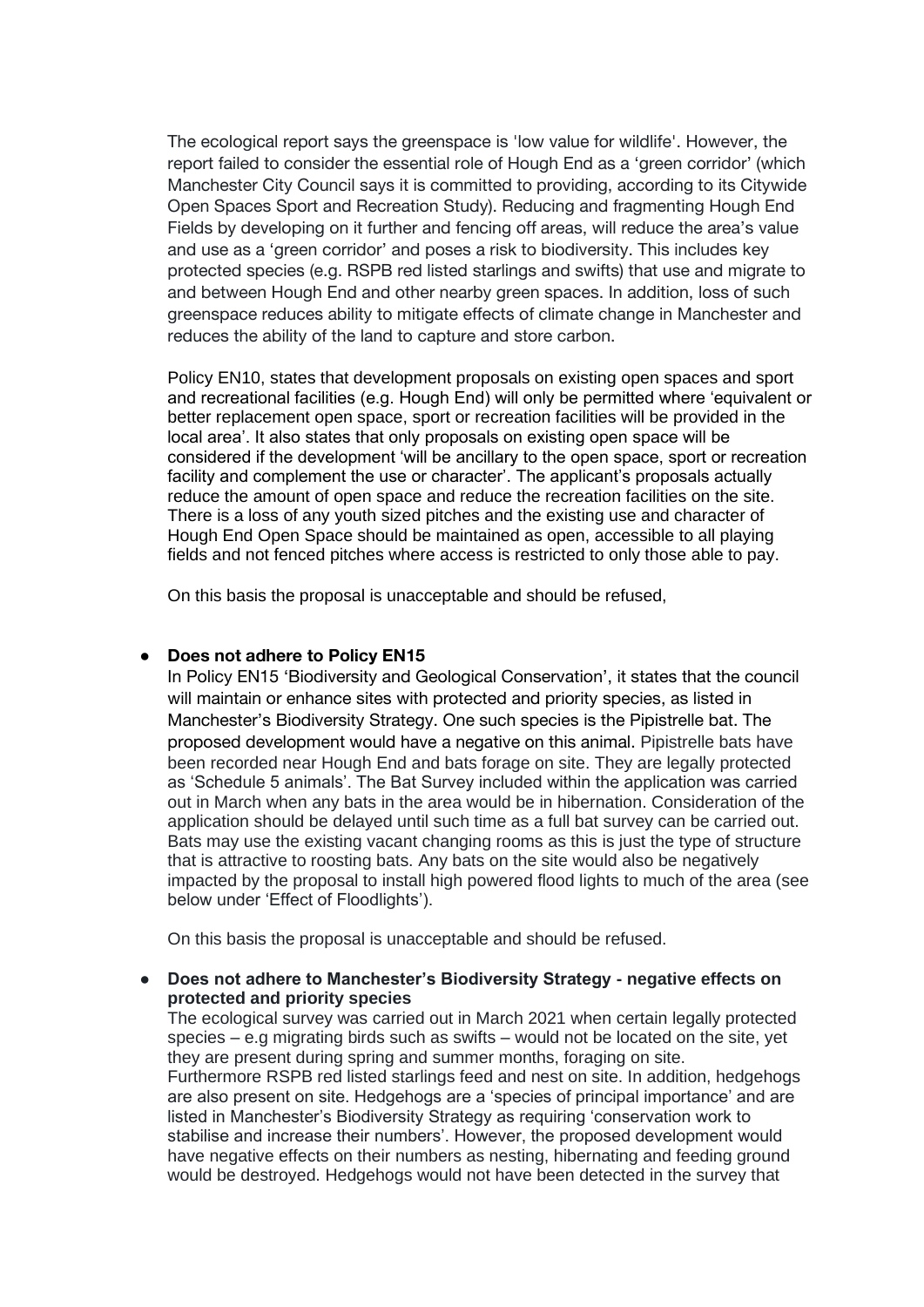The ecological report says the greenspace is 'low value for wildlife'. However, the report failed to consider the essential role of Hough End as a 'green corridor' (which Manchester City Council says it is committed to providing, according to its Citywide Open Spaces Sport and Recreation Study). Reducing and fragmenting Hough End Fields by developing on it further and fencing off areas, will reduce the area's value and use as a 'green corridor' and poses a risk to biodiversity. This includes key protected species (e.g. RSPB red listed starlings and swifts) that use and migrate to and between Hough End and other nearby green spaces. In addition, loss of such greenspace reduces ability to mitigate effects of climate change in Manchester and reduces the ability of the land to capture and store carbon.

Policy EN10, states that development proposals on existing open spaces and sport and recreational facilities (e.g. Hough End) will only be permitted where 'equivalent or better replacement open space, sport or recreation facilities will be provided in the local area'. It also states that only proposals on existing open space will be considered if the development 'will be ancillary to the open space, sport or recreation facility and complement the use or character'. The applicant's proposals actually reduce the amount of open space and reduce the recreation facilities on the site. There is a loss of any youth sized pitches and the existing use and character of Hough End Open Space should be maintained as open, accessible to all playing fields and not fenced pitches where access is restricted to only those able to pay.

On this basis the proposal is unacceptable and should be refused,

- **Does not adhere to Policy EN15**
  In Policy EN15 'Biodiversity and Geological Conservation', it states that the council will maintain or enhance sites with protected and priority species, as listed in Manchester's Biodiversity Strategy. One such species is the Pipistrelle bat. The proposed development would have a negative on this animal. Pipistrelle bats have been recorded near Hough End and bats forage on site. They are legally protected as 'Schedule 5 animals'. The Bat Survey included within the application was carried out in March when any bats in the area would be in hibernation. Consideration of the application should be delayed until such time as a full bat survey can be carried out. Bats may use the existing vacant changing rooms as this is just the type of structure that is attractive to roosting bats. Any bats on the site would also be negatively impacted by the proposal to install high powered flood lights to much of the area (see below under 'Effect of Floodlights').

  On this basis the proposal is unacceptable and should be refused.

- **Does not adhere to Manchester's Biodiversity Strategy - negative effects on protected and priority species**
  The ecological survey was carried out in March 2021 when certain legally protected species – e.g migrating birds such as swifts – would not be located on the site, yet they are present during spring and summer months, foraging on site.
  Furthermore RSPB red listed starlings feed and nest on site. In addition, hedgehogs are also present on site. Hedgehogs are a 'species of principal importance' and are listed in Manchester's Biodiversity Strategy as requiring 'conservation work to stabilise and increase their numbers'. However, the proposed development would have negative effects on their numbers as nesting, hibernating and feeding ground would be destroyed. Hedgehogs would not have been detected in the survey that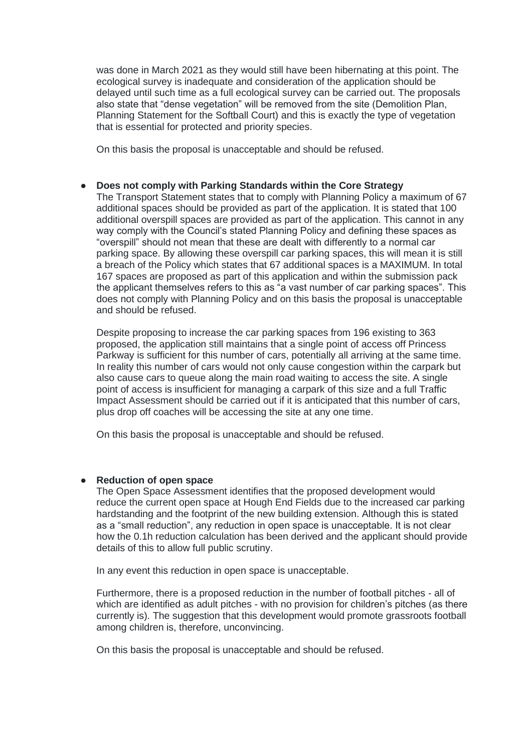was done in March 2021 as they would still have been hibernating at this point. The ecological survey is inadequate and consideration of the application should be delayed until such time as a full ecological survey can be carried out. The proposals also state that "dense vegetation" will be removed from the site (Demolition Plan, Planning Statement for the Softball Court) and this is exactly the type of vegetation that is essential for protected and priority species.

On this basis the proposal is unacceptable and should be refused.

- **Does not comply with Parking Standards within the Core Strategy**

  The Transport Statement states that to comply with Planning Policy a maximum of 67 additional spaces should be provided as part of the application. It is stated that 100 additional overspill spaces are provided as part of the application. This cannot in any way comply with the Council's stated Planning Policy and defining these spaces as "overspill" should not mean that these are dealt with differently to a normal car parking space. By allowing these overspill car parking spaces, this will mean it is still a breach of the Policy which states that 67 additional spaces is a MAXIMUM. In total 167 spaces are proposed as part of this application and within the submission pack the applicant themselves refers to this as "a vast number of car parking spaces". This does not comply with Planning Policy and on this basis the proposal is unacceptable and should be refused.

  Despite proposing to increase the car parking spaces from 196 existing to 363 proposed, the application still maintains that a single point of access off Princess Parkway is sufficient for this number of cars, potentially all arriving at the same time. In reality this number of cars would not only cause congestion within the carpark but also cause cars to queue along the main road waiting to access the site. A single point of access is insufficient for managing a carpark of this size and a full Traffic Impact Assessment should be carried out if it is anticipated that this number of cars, plus drop off coaches will be accessing the site at any one time.

  On this basis the proposal is unacceptable and should be refused.

- **Reduction of open space**

  The Open Space Assessment identifies that the proposed development would reduce the current open space at Hough End Fields due to the increased car parking hardstanding and the footprint of the new building extension. Although this is stated as a "small reduction", any reduction in open space is unacceptable. It is not clear how the 0.1h reduction calculation has been derived and the applicant should provide details of this to allow full public scrutiny.

  In any event this reduction in open space is unacceptable.

  Furthermore, there is a proposed reduction in the number of football pitches - all of which are identified as adult pitches - with no provision for children's pitches (as there currently is). The suggestion that this development would promote grassroots football among children is, therefore, unconvincing.

  On this basis the proposal is unacceptable and should be refused.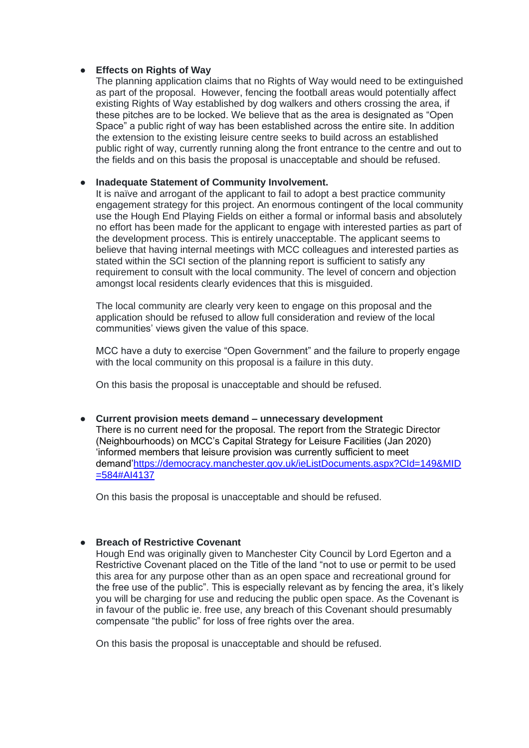- **Effects on Rights of Way**
  The planning application claims that no Rights of Way would need to be extinguished as part of the proposal. However, fencing the football areas would potentially affect existing Rights of Way established by dog walkers and others crossing the area, if these pitches are to be locked. We believe that as the area is designated as "Open Space" a public right of way has been established across the entire site. In addition the extension to the existing leisure centre seeks to build across an established public right of way, currently running along the front entrance to the centre and out to the fields and on this basis the proposal is unacceptable and should be refused.

- **Inadequate Statement of Community Involvement.**
  It is naïve and arrogant of the applicant to fail to adopt a best practice community engagement strategy for this project. An enormous contingent of the local community use the Hough End Playing Fields on either a formal or informal basis and absolutely no effort has been made for the applicant to engage with interested parties as part of the development process. This is entirely unacceptable. The applicant seems to believe that having internal meetings with MCC colleagues and interested parties as stated within the SCI section of the planning report is sufficient to satisfy any requirement to consult with the local community. The level of concern and objection amongst local residents clearly evidences that this is misguided.

  The local community are clearly very keen to engage on this proposal and the application should be refused to allow full consideration and review of the local communities' views given the value of this space.

  MCC have a duty to exercise "Open Government" and the failure to properly engage with the local community on this proposal is a failure in this duty.

  On this basis the proposal is unacceptable and should be refused.

- **Current provision meets demand – unnecessary development**
  There is no current need for the proposal. The report from the Strategic Director (Neighbourhoods) on MCC's Capital Strategy for Leisure Facilities (Jan 2020) 'informed members that leisure provision was currently sufficient to meet demand'[https://democracy.manchester.gov.uk/ieListDocuments.aspx?CId=149&MID=584#AI4137](https://democracy.manchester.gov.uk/ieListDocuments.aspx?CId=149&MID=584#AI4137)

  On this basis the proposal is unacceptable and should be refused.

- **Breach of Restrictive Covenant**
  Hough End was originally given to Manchester City Council by Lord Egerton and a Restrictive Covenant placed on the Title of the land "not to use or permit to be used this area for any purpose other than as an open space and recreational ground for the free use of the public". This is especially relevant as by fencing the area, it's likely you will be charging for use and reducing the public open space. As the Covenant is in favour of the public ie. free use, any breach of this Covenant should presumably compensate "the public" for loss of free rights over the area.

  On this basis the proposal is unacceptable and should be refused.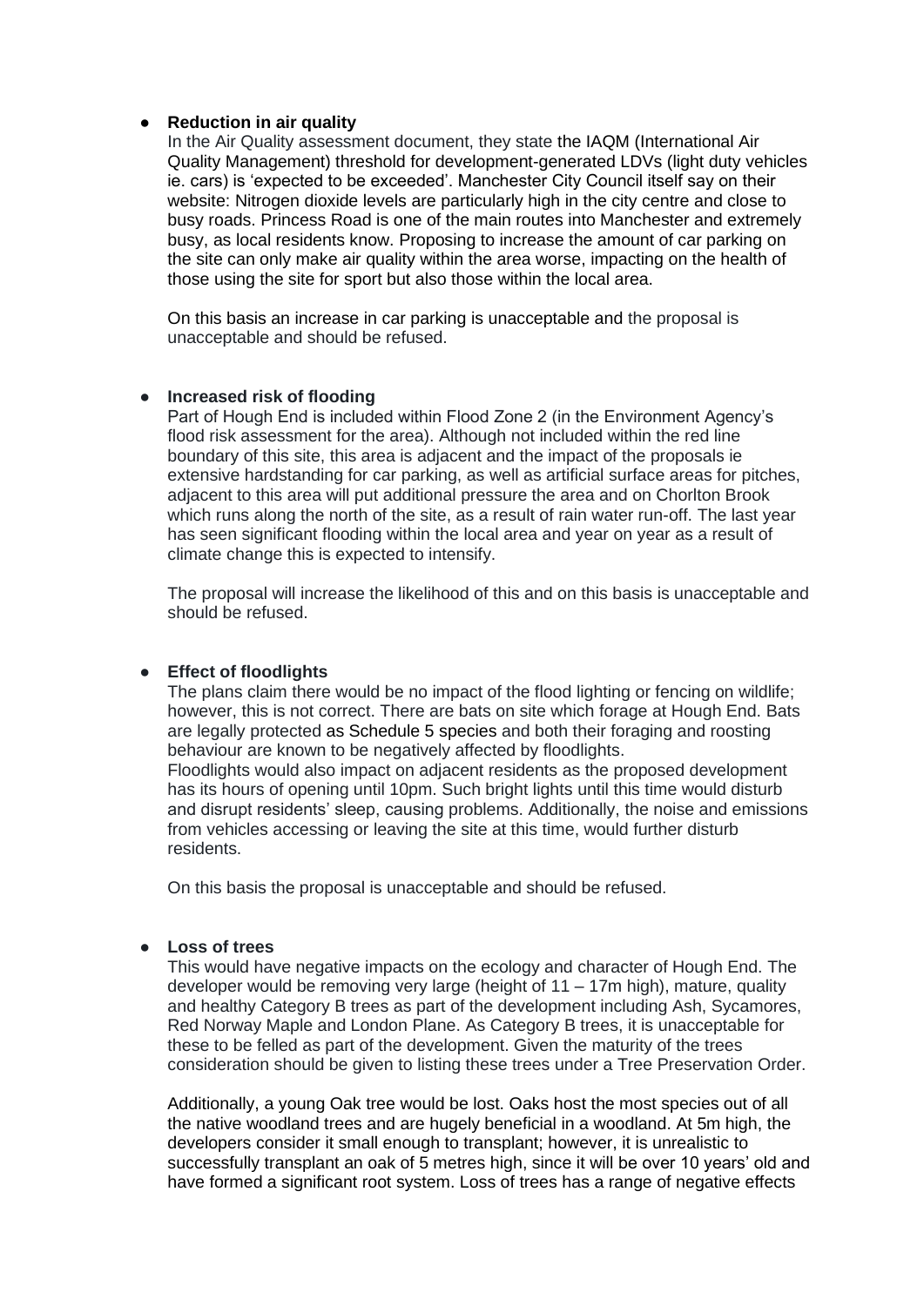- **Reduction in air quality**

  In the Air Quality assessment document, they state the IAQM (International Air Quality Management) threshold for development-generated LDVs (light duty vehicles ie. cars) is 'expected to be exceeded'. Manchester City Council itself say on their website: Nitrogen dioxide levels are particularly high in the city centre and close to busy roads. Princess Road is one of the main routes into Manchester and extremely busy, as local residents know. Proposing to increase the amount of car parking on the site can only make air quality within the area worse, impacting on the health of those using the site for sport but also those within the local area.

  On this basis an increase in car parking is unacceptable and the proposal is unacceptable and should be refused.

- **Increased risk of flooding**

  Part of Hough End is included within Flood Zone 2 (in the Environment Agency's flood risk assessment for the area). Although not included within the red line boundary of this site, this area is adjacent and the impact of the proposals ie extensive hardstanding for car parking, as well as artificial surface areas for pitches, adjacent to this area will put additional pressure the area and on Chorlton Brook which runs along the north of the site, as a result of rain water run-off. The last year has seen significant flooding within the local area and year on year as a result of climate change this is expected to intensify.

  The proposal will increase the likelihood of this and on this basis is unacceptable and should be refused.

- **Effect of floodlights**

  The plans claim there would be no impact of the flood lighting or fencing on wildlife; however, this is not correct. There are bats on site which forage at Hough End. Bats are legally protected as Schedule 5 species and both their foraging and roosting behaviour are known to be negatively affected by floodlights.
  Floodlights would also impact on adjacent residents as the proposed development has its hours of opening until 10pm. Such bright lights until this time would disturb and disrupt residents' sleep, causing problems. Additionally, the noise and emissions from vehicles accessing or leaving the site at this time, would further disturb residents.

  On this basis the proposal is unacceptable and should be refused.

- **Loss of trees**

  This would have negative impacts on the ecology and character of Hough End. The developer would be removing very large (height of 11 – 17m high), mature, quality and healthy Category B trees as part of the development including Ash, Sycamores, Red Norway Maple and London Plane. As Category B trees, it is unacceptable for these to be felled as part of the development. Given the maturity of the trees consideration should be given to listing these trees under a Tree Preservation Order.

  Additionally, a young Oak tree would be lost. Oaks host the most species out of all the native woodland trees and are hugely beneficial in a woodland. At 5m high, the developers consider it small enough to transplant; however, it is unrealistic to successfully transplant an oak of 5 metres high, since it will be over 10 years' old and have formed a significant root system. Loss of trees has a range of negative effects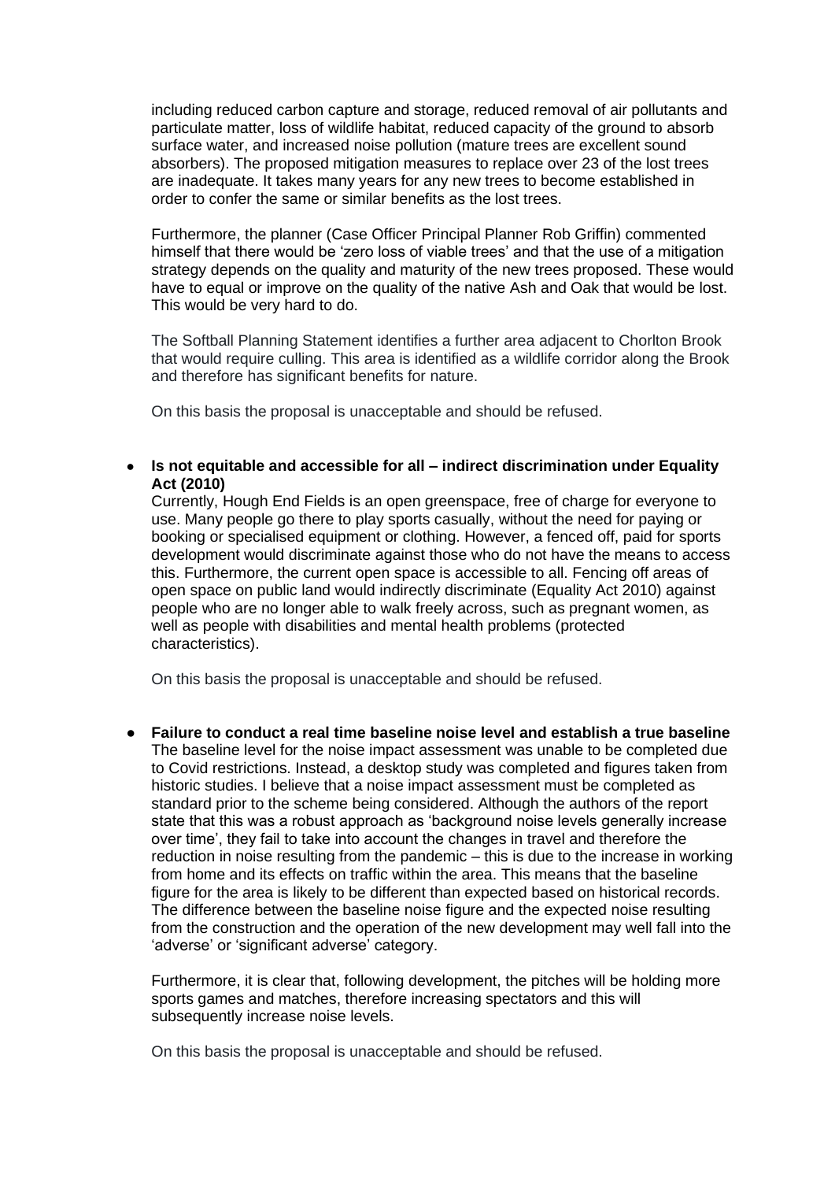including reduced carbon capture and storage, reduced removal of air pollutants and particulate matter, loss of wildlife habitat, reduced capacity of the ground to absorb surface water, and increased noise pollution (mature trees are excellent sound absorbers). The proposed mitigation measures to replace over 23 of the lost trees are inadequate. It takes many years for any new trees to become established in order to confer the same or similar benefits as the lost trees.

Furthermore, the planner (Case Officer Principal Planner Rob Griffin) commented himself that there would be 'zero loss of viable trees' and that the use of a mitigation strategy depends on the quality and maturity of the new trees proposed. These would have to equal or improve on the quality of the native Ash and Oak that would be lost. This would be very hard to do.

The Softball Planning Statement identifies a further area adjacent to Chorlton Brook that would require culling. This area is identified as a wildlife corridor along the Brook and therefore has significant benefits for nature.

On this basis the proposal is unacceptable and should be refused.

- **Is not equitable and accessible for all – indirect discrimination under Equality Act (2010)**
  Currently, Hough End Fields is an open greenspace, free of charge for everyone to use. Many people go there to play sports casually, without the need for paying or booking or specialised equipment or clothing. However, a fenced off, paid for sports development would discriminate against those who do not have the means to access this. Furthermore, the current open space is accessible to all. Fencing off areas of open space on public land would indirectly discriminate (Equality Act 2010) against people who are no longer able to walk freely across, such as pregnant women, as well as people with disabilities and mental health problems (protected characteristics).

  On this basis the proposal is unacceptable and should be refused.

- **Failure to conduct a real time baseline noise level and establish a true baseline**
  The baseline level for the noise impact assessment was unable to be completed due to Covid restrictions. Instead, a desktop study was completed and figures taken from historic studies. I believe that a noise impact assessment must be completed as standard prior to the scheme being considered. Although the authors of the report state that this was a robust approach as 'background noise levels generally increase over time', they fail to take into account the changes in travel and therefore the reduction in noise resulting from the pandemic – this is due to the increase in working from home and its effects on traffic within the area. This means that the baseline figure for the area is likely to be different than expected based on historical records. The difference between the baseline noise figure and the expected noise resulting from the construction and the operation of the new development may well fall into the 'adverse' or 'significant adverse' category.

  Furthermore, it is clear that, following development, the pitches will be holding more sports games and matches, therefore increasing spectators and this will subsequently increase noise levels.

  On this basis the proposal is unacceptable and should be refused.